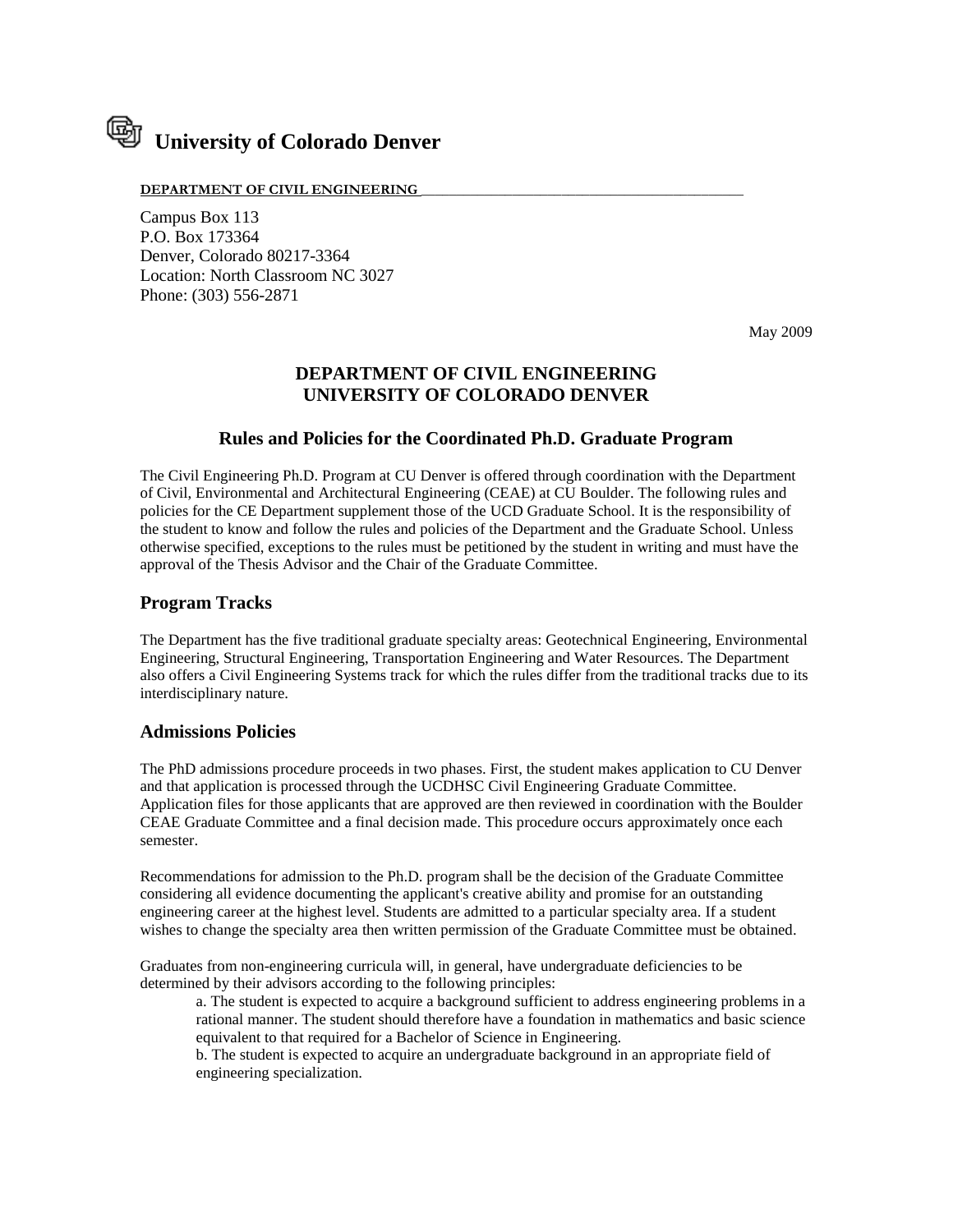# University of Colorado Denver

**DEPARTMENT OF CIVIL ENGINEERING**

Campus Box 113
P.O. Box 173364
Denver, Colorado 80217-3364
Location: North Classroom NC 3027
Phone: (303) 556-2871

May 2009

## DEPARTMENT OF CIVIL ENGINEERING
## UNIVERSITY OF COLORADO DENVER

### Rules and Policies for the Coordinated Ph.D. Graduate Program

The Civil Engineering Ph.D. Program at CU Denver is offered through coordination with the Department of Civil, Environmental and Architectural Engineering (CEAE) at CU Boulder. The following rules and policies for the CE Department supplement those of the UCD Graduate School. It is the responsibility of the student to know and follow the rules and policies of the Department and the Graduate School. Unless otherwise specified, exceptions to the rules must be petitioned by the student in writing and must have the approval of the Thesis Advisor and the Chair of the Graduate Committee.

## Program Tracks

The Department has the five traditional graduate specialty areas: Geotechnical Engineering, Environmental Engineering, Structural Engineering, Transportation Engineering and Water Resources. The Department also offers a Civil Engineering Systems track for which the rules differ from the traditional tracks due to its interdisciplinary nature.

## Admissions Policies

The PhD admissions procedure proceeds in two phases. First, the student makes application to CU Denver and that application is processed through the UCDHSC Civil Engineering Graduate Committee. Application files for those applicants that are approved are then reviewed in coordination with the Boulder CEAE Graduate Committee and a final decision made. This procedure occurs approximately once each semester.

Recommendations for admission to the Ph.D. program shall be the decision of the Graduate Committee considering all evidence documenting the applicant's creative ability and promise for an outstanding engineering career at the highest level. Students are admitted to a particular specialty area. If a student wishes to change the specialty area then written permission of the Graduate Committee must be obtained.

Graduates from non-engineering curricula will, in general, have undergraduate deficiencies to be determined by their advisors according to the following principles:

a. The student is expected to acquire a background sufficient to address engineering problems in a rational manner. The student should therefore have a foundation in mathematics and basic science equivalent to that required for a Bachelor of Science in Engineering.

b. The student is expected to acquire an undergraduate background in an appropriate field of engineering specialization.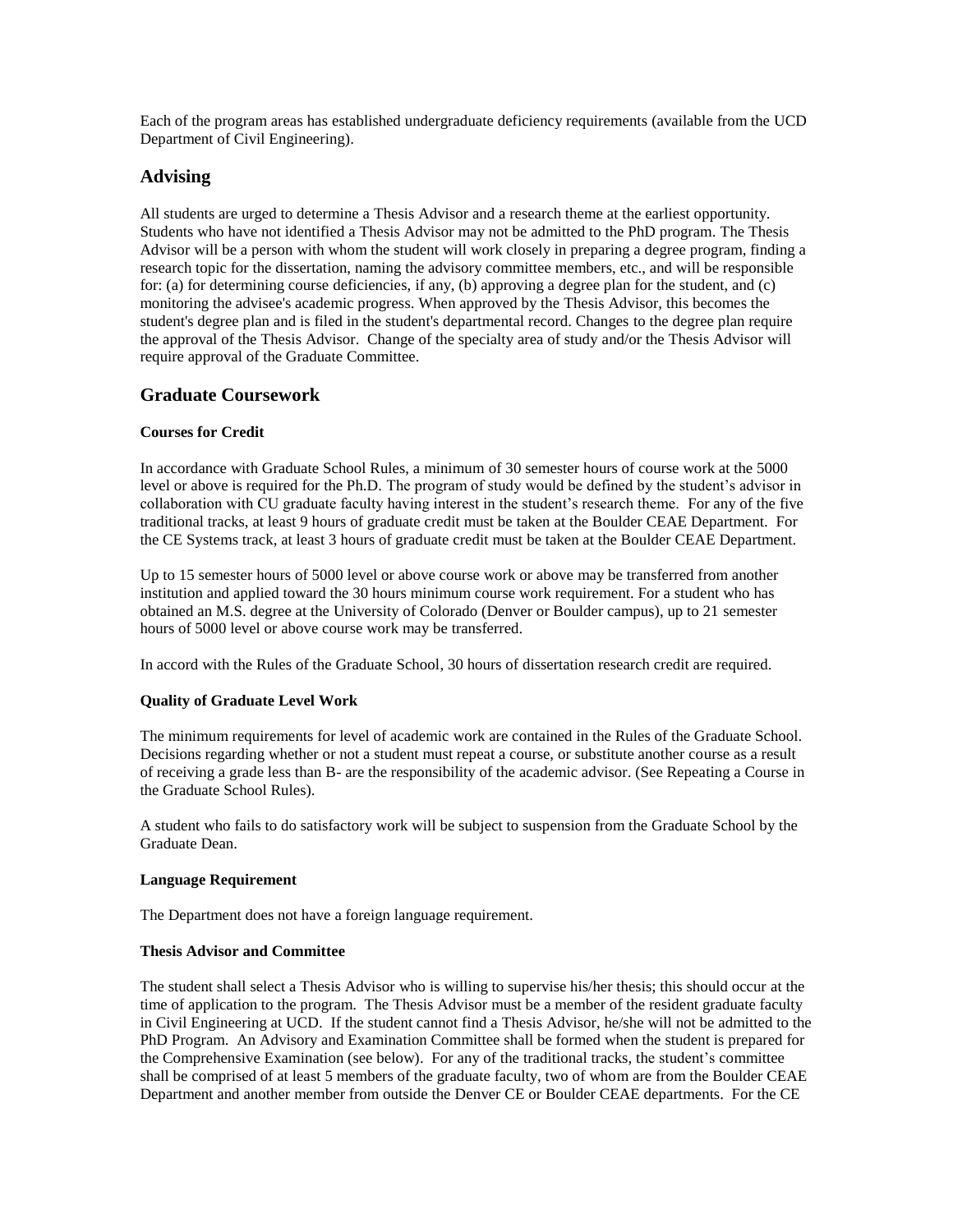Each of the program areas has established undergraduate deficiency requirements (available from the UCD Department of Civil Engineering).

## Advising

All students are urged to determine a Thesis Advisor and a research theme at the earliest opportunity. Students who have not identified a Thesis Advisor may not be admitted to the PhD program. The Thesis Advisor will be a person with whom the student will work closely in preparing a degree program, finding a research topic for the dissertation, naming the advisory committee members, etc., and will be responsible for: (a) for determining course deficiencies, if any, (b) approving a degree plan for the student, and (c) monitoring the advisee's academic progress. When approved by the Thesis Advisor, this becomes the student's degree plan and is filed in the student's departmental record. Changes to the degree plan require the approval of the Thesis Advisor. Change of the specialty area of study and/or the Thesis Advisor will require approval of the Graduate Committee.

## Graduate Coursework

### Courses for Credit

In accordance with Graduate School Rules, a minimum of 30 semester hours of course work at the 5000 level or above is required for the Ph.D. The program of study would be defined by the student's advisor in collaboration with CU graduate faculty having interest in the student's research theme. For any of the five traditional tracks, at least 9 hours of graduate credit must be taken at the Boulder CEAE Department. For the CE Systems track, at least 3 hours of graduate credit must be taken at the Boulder CEAE Department.

Up to 15 semester hours of 5000 level or above course work or above may be transferred from another institution and applied toward the 30 hours minimum course work requirement. For a student who has obtained an M.S. degree at the University of Colorado (Denver or Boulder campus), up to 21 semester hours of 5000 level or above course work may be transferred.

In accord with the Rules of the Graduate School, 30 hours of dissertation research credit are required.

### Quality of Graduate Level Work

The minimum requirements for level of academic work are contained in the Rules of the Graduate School. Decisions regarding whether or not a student must repeat a course, or substitute another course as a result of receiving a grade less than B- are the responsibility of the academic advisor. (See Repeating a Course in the Graduate School Rules).

A student who fails to do satisfactory work will be subject to suspension from the Graduate School by the Graduate Dean.

### Language Requirement

The Department does not have a foreign language requirement.

### Thesis Advisor and Committee

The student shall select a Thesis Advisor who is willing to supervise his/her thesis; this should occur at the time of application to the program. The Thesis Advisor must be a member of the resident graduate faculty in Civil Engineering at UCD. If the student cannot find a Thesis Advisor, he/she will not be admitted to the PhD Program. An Advisory and Examination Committee shall be formed when the student is prepared for the Comprehensive Examination (see below). For any of the traditional tracks, the student's committee shall be comprised of at least 5 members of the graduate faculty, two of whom are from the Boulder CEAE Department and another member from outside the Denver CE or Boulder CEAE departments. For the CE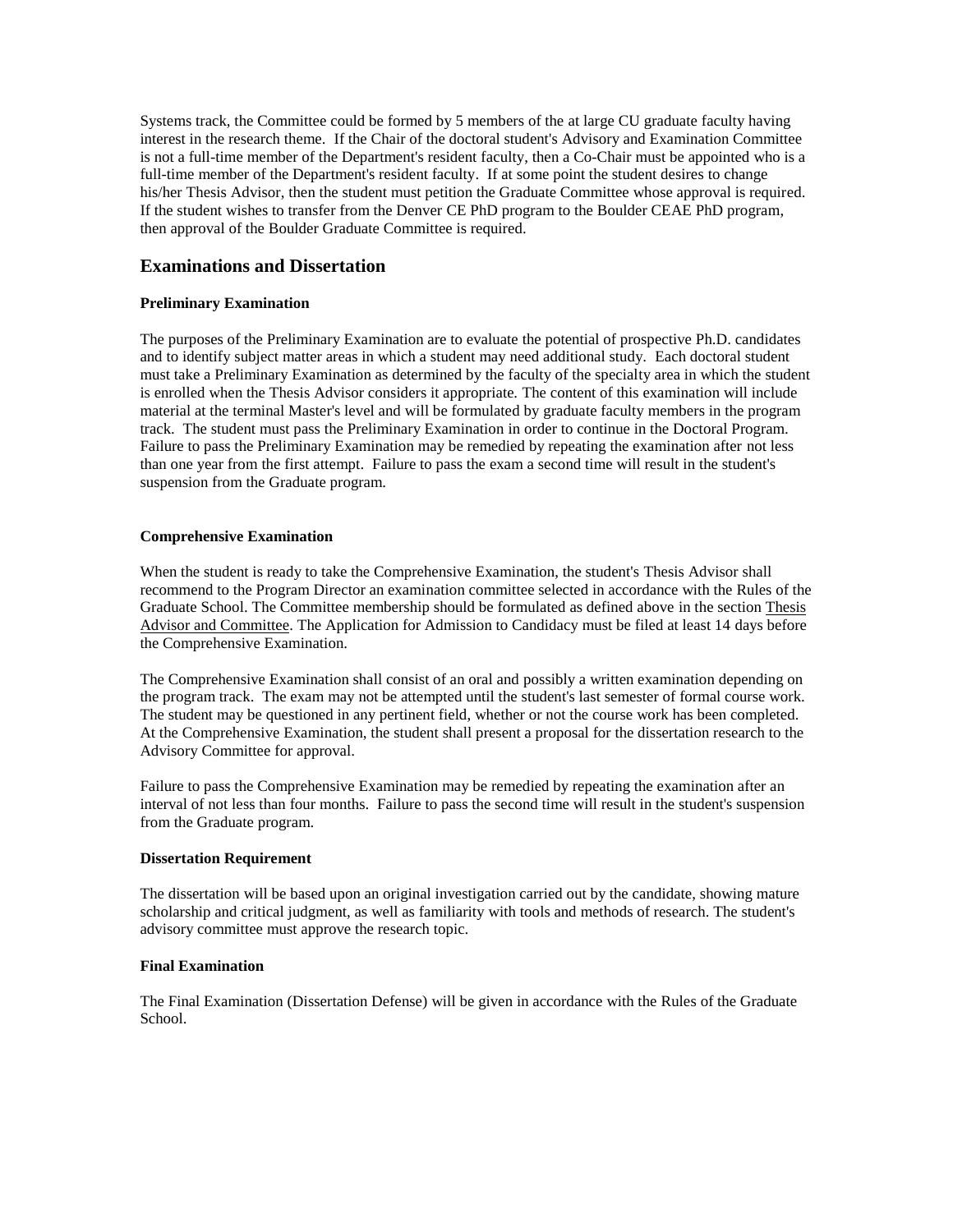Systems track, the Committee could be formed by 5 members of the at large CU graduate faculty having interest in the research theme. If the Chair of the doctoral student's Advisory and Examination Committee is not a full-time member of the Department's resident faculty, then a Co-Chair must be appointed who is a full-time member of the Department's resident faculty. If at some point the student desires to change his/her Thesis Advisor, then the student must petition the Graduate Committee whose approval is required. If the student wishes to transfer from the Denver CE PhD program to the Boulder CEAE PhD program, then approval of the Boulder Graduate Committee is required.

## Examinations and Dissertation

**Preliminary Examination**

The purposes of the Preliminary Examination are to evaluate the potential of prospective Ph.D. candidates and to identify subject matter areas in which a student may need additional study. Each doctoral student must take a Preliminary Examination as determined by the faculty of the specialty area in which the student is enrolled when the Thesis Advisor considers it appropriate. The content of this examination will include material at the terminal Master's level and will be formulated by graduate faculty members in the program track. The student must pass the Preliminary Examination in order to continue in the Doctoral Program. Failure to pass the Preliminary Examination may be remedied by repeating the examination after not less than one year from the first attempt. Failure to pass the exam a second time will result in the student's suspension from the Graduate program.

**Comprehensive Examination**

When the student is ready to take the Comprehensive Examination, the student's Thesis Advisor shall recommend to the Program Director an examination committee selected in accordance with the Rules of the Graduate School. The Committee membership should be formulated as defined above in the section Thesis Advisor and Committee. The Application for Admission to Candidacy must be filed at least 14 days before the Comprehensive Examination.

The Comprehensive Examination shall consist of an oral and possibly a written examination depending on the program track. The exam may not be attempted until the student's last semester of formal course work. The student may be questioned in any pertinent field, whether or not the course work has been completed. At the Comprehensive Examination, the student shall present a proposal for the dissertation research to the Advisory Committee for approval.

Failure to pass the Comprehensive Examination may be remedied by repeating the examination after an interval of not less than four months. Failure to pass the second time will result in the student's suspension from the Graduate program.

**Dissertation Requirement**

The dissertation will be based upon an original investigation carried out by the candidate, showing mature scholarship and critical judgment, as well as familiarity with tools and methods of research. The student's advisory committee must approve the research topic.

**Final Examination**

The Final Examination (Dissertation Defense) will be given in accordance with the Rules of the Graduate School.